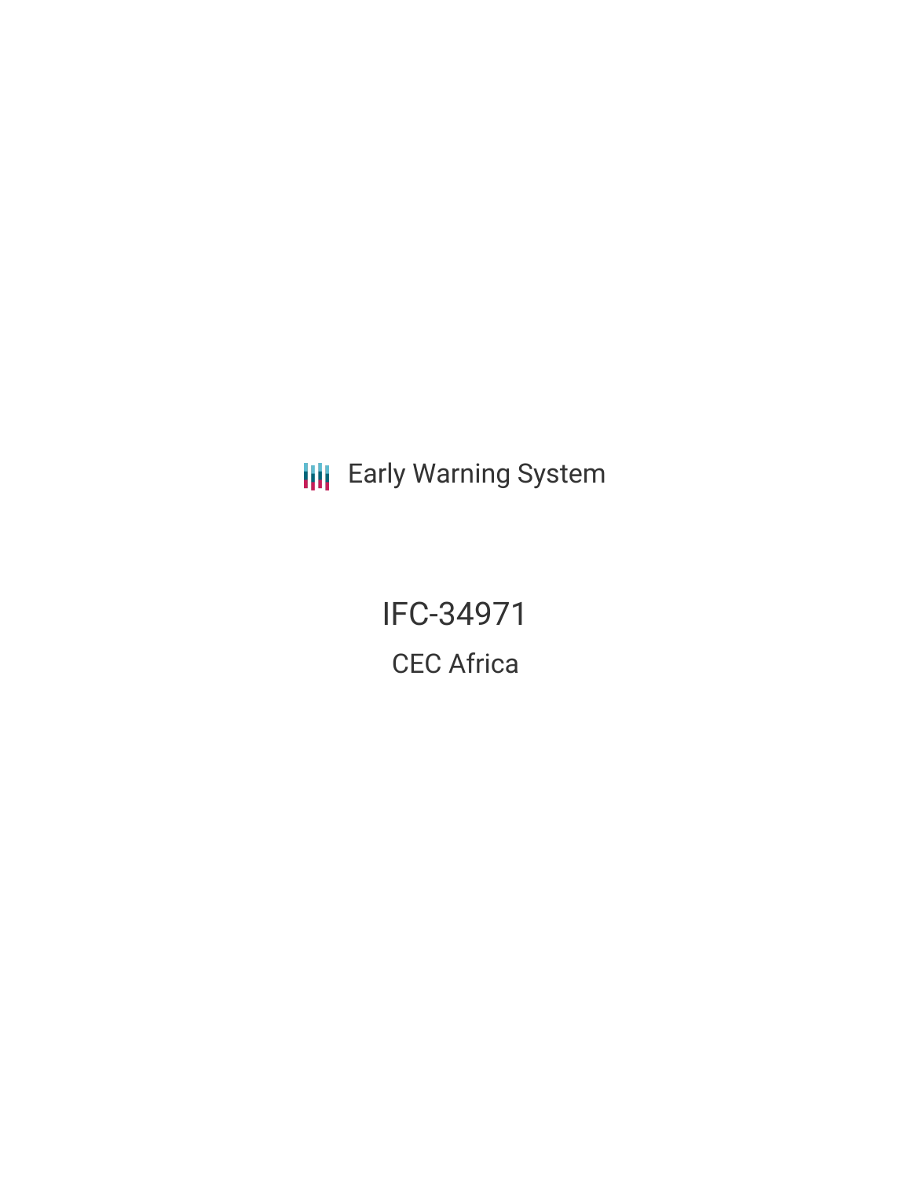Early Warning System

# IFC-34971

## CEC Africa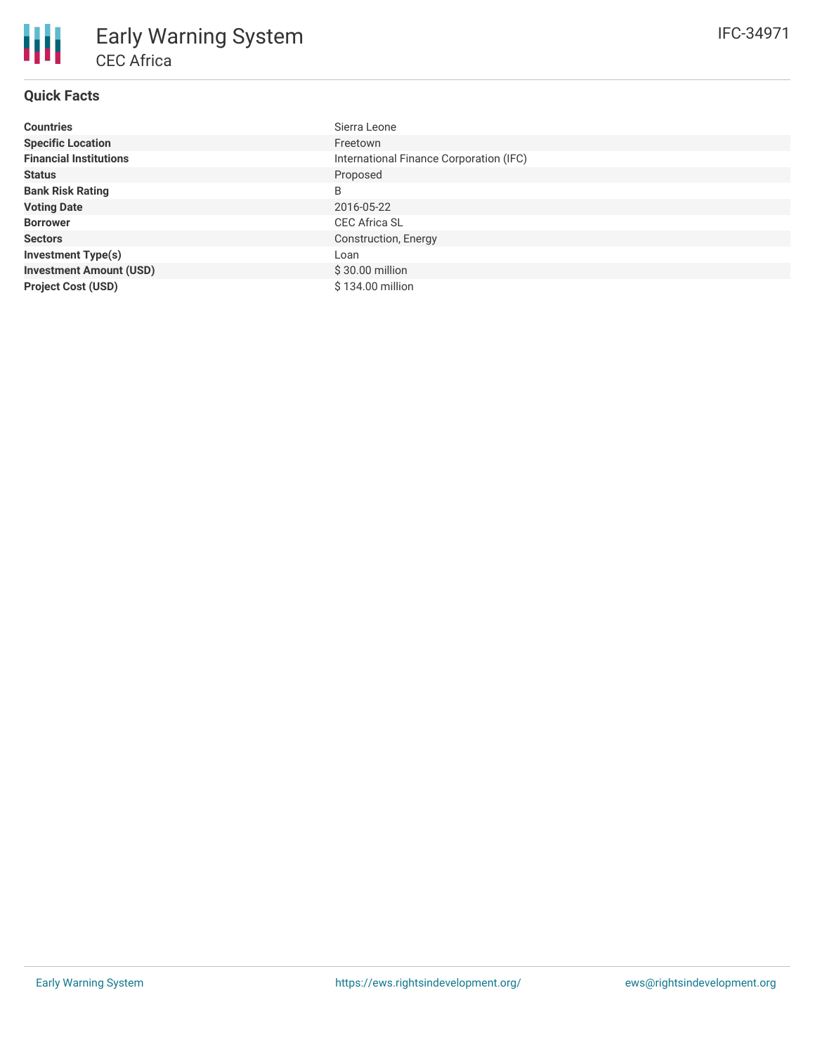# Early Warning System

## CEC Africa

IFC-34971

### Quick Facts

| | |
|---|---|
| **Countries** | Sierra Leone |
| **Specific Location** | Freetown |
| **Financial Institutions** | International Finance Corporation (IFC) |
| **Status** | Proposed |
| **Bank Risk Rating** | B |
| **Voting Date** | 2016-05-22 |
| **Borrower** | CEC Africa SL |
| **Sectors** | Construction, Energy |
| **Investment Type(s)** | Loan |
| **Investment Amount (USD)** | $ 30.00 million |
| **Project Cost (USD)** | $ 134.00 million |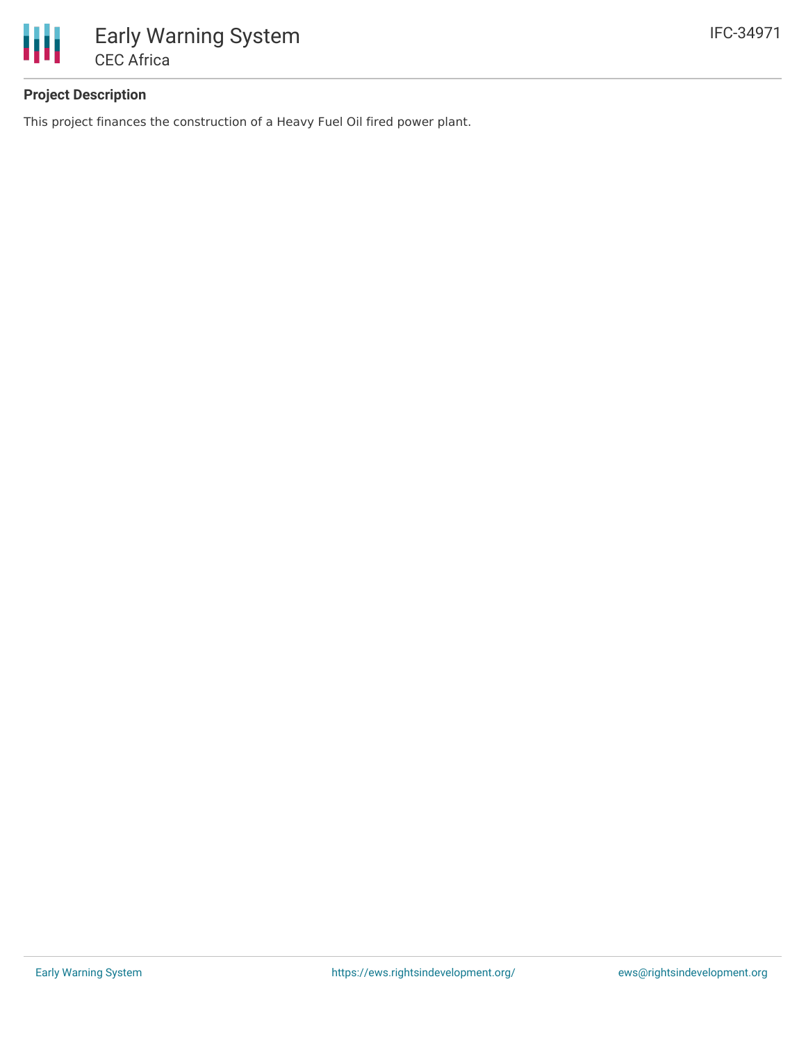**Project Description**

This project finances the construction of a Heavy Fuel Oil fired power plant.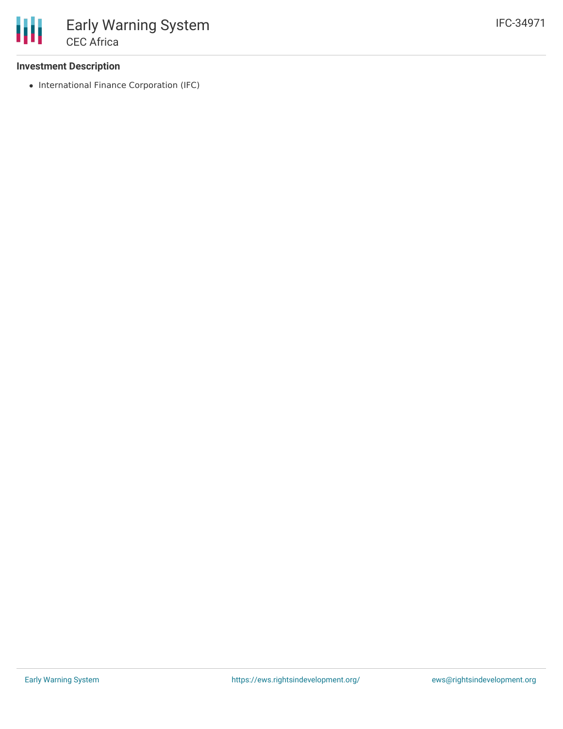**Investment Description**

- International Finance Corporation (IFC)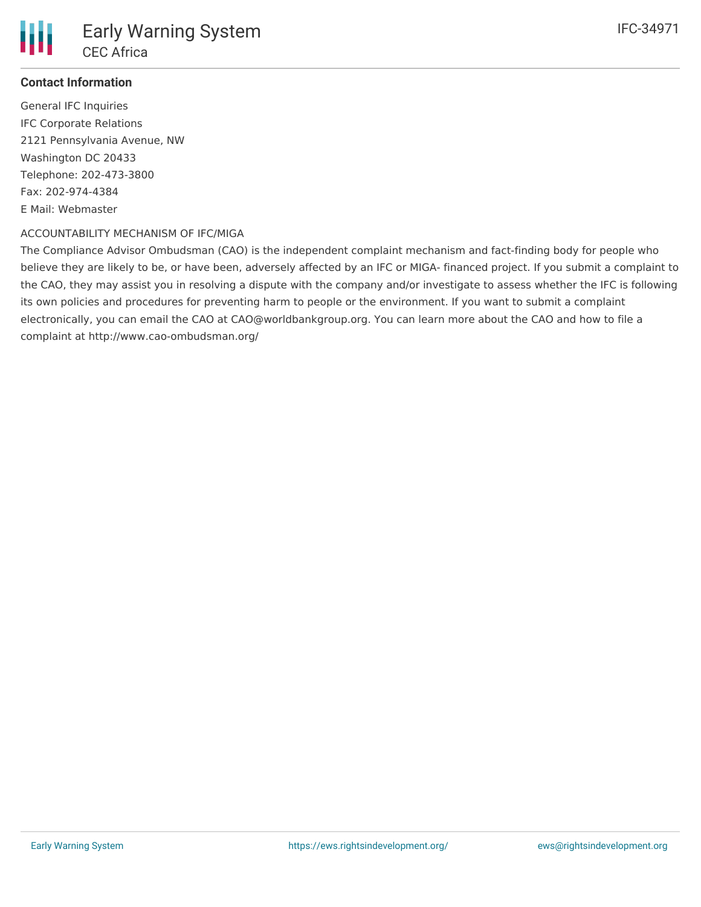### Contact Information

General IFC Inquiries
IFC Corporate Relations
2121 Pennsylvania Avenue, NW
Washington DC 20433
Telephone: 202-473-3800
Fax: 202-974-4384
E Mail: Webmaster

ACCOUNTABILITY MECHANISM OF IFC/MIGA

The Compliance Advisor Ombudsman (CAO) is the independent complaint mechanism and fact-finding body for people who believe they are likely to be, or have been, adversely affected by an IFC or MIGA- financed project. If you submit a complaint to the CAO, they may assist you in resolving a dispute with the company and/or investigate to assess whether the IFC is following its own policies and procedures for preventing harm to people or the environment. If you want to submit a complaint electronically, you can email the CAO at CAO@worldbankgroup.org. You can learn more about the CAO and how to file a complaint at http://www.cao-ombudsman.org/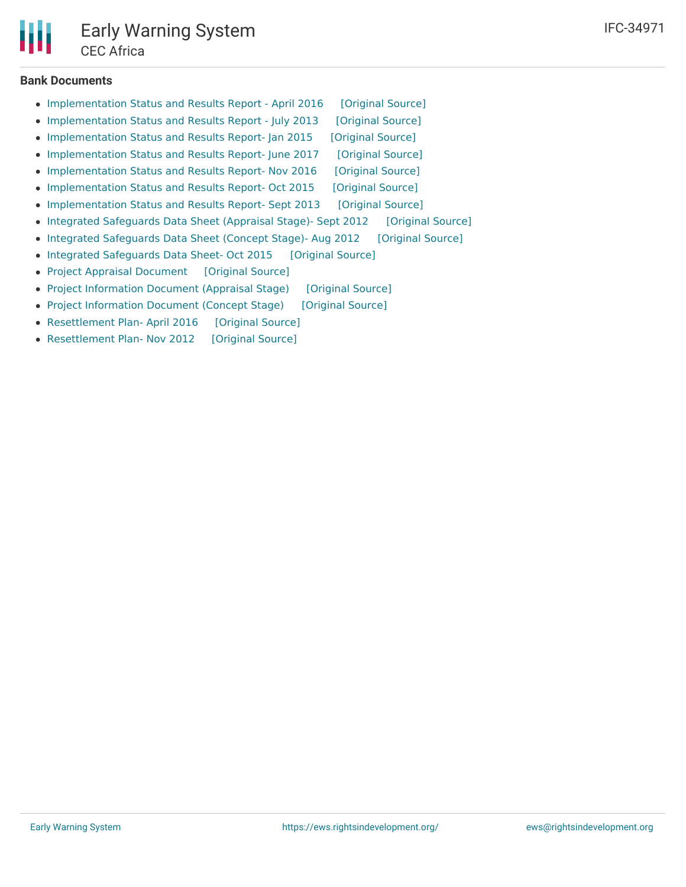**Bank Documents**

- Implementation Status and Results Report - April 2016 [Original Source]
- Implementation Status and Results Report - July 2013 [Original Source]
- Implementation Status and Results Report- Jan 2015 [Original Source]
- Implementation Status and Results Report- June 2017 [Original Source]
- Implementation Status and Results Report- Nov 2016 [Original Source]
- Implementation Status and Results Report- Oct 2015 [Original Source]
- Implementation Status and Results Report- Sept 2013 [Original Source]
- Integrated Safeguards Data Sheet (Appraisal Stage)- Sept 2012 [Original Source]
- Integrated Safeguards Data Sheet (Concept Stage)- Aug 2012 [Original Source]
- Integrated Safeguards Data Sheet- Oct 2015 [Original Source]
- Project Appraisal Document [Original Source]
- Project Information Document (Appraisal Stage) [Original Source]
- Project Information Document (Concept Stage) [Original Source]
- Resettlement Plan- April 2016 [Original Source]
- Resettlement Plan- Nov 2012 [Original Source]